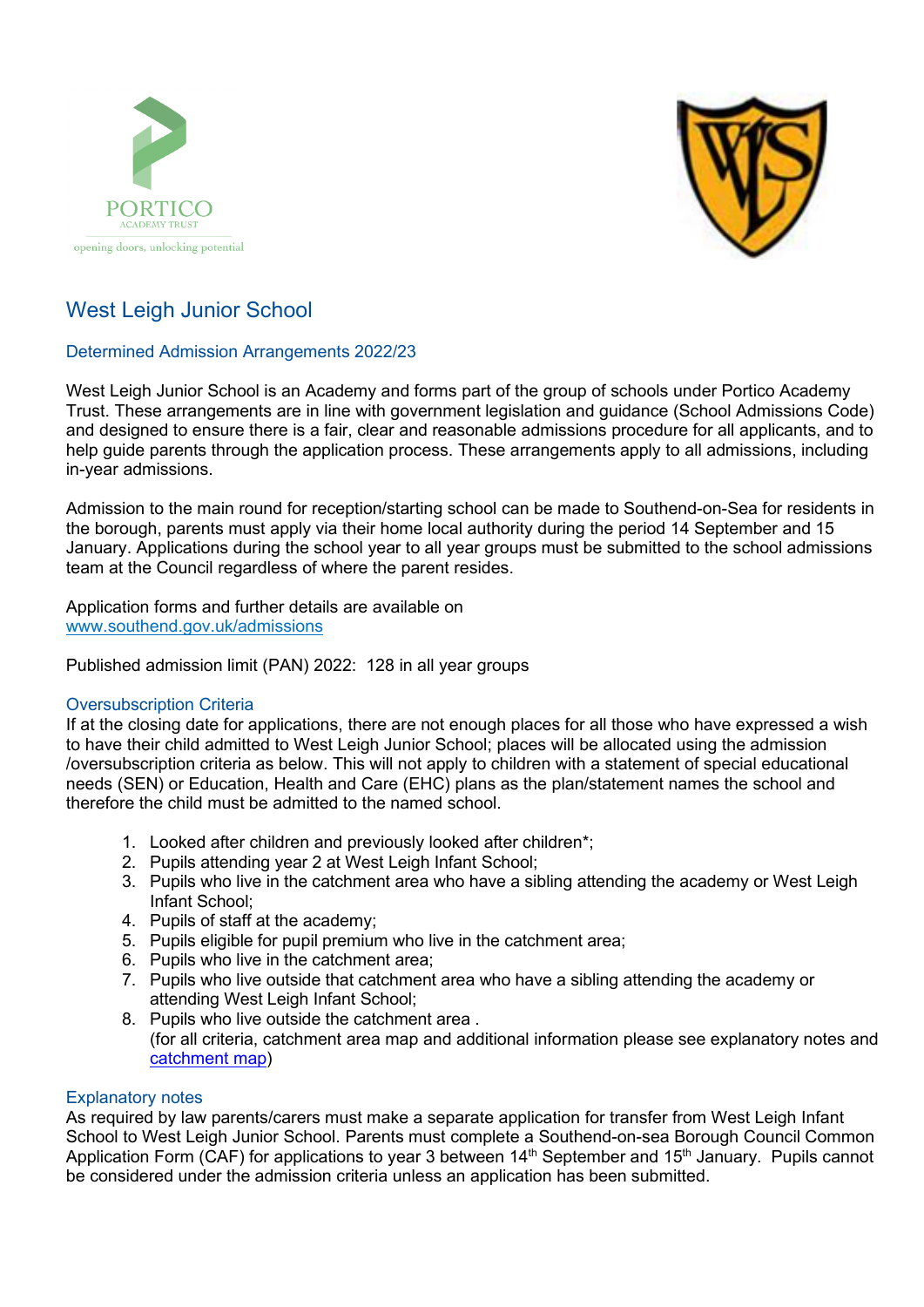# West Leigh Junior School

## Determined Admission Arrangements 2022/23

West Leigh Junior School is an Academy and forms part of the group of schools under Portico Academy Trust. These arrangements are in line with government legislation and guidance (School Admissions Code) and designed to ensure there is a fair, clear and reasonable admissions procedure for all applicants, and to help guide parents through the application process. These arrangements apply to all admissions, including in-year admissions.

Admission to the main round for reception/starting school can be made to Southend-on-Sea for residents in the borough, parents must apply via their home local authority during the period 14 September and 15 January. Applications during the school year to all year groups must be submitted to the school admissions team at the Council regardless of where the parent resides.

Application forms and further details are available on
[www.southend.gov.uk/admissions](www.southend.gov.uk/admissions)

Published admission limit (PAN) 2022: 128 in all year groups

## Oversubscription Criteria

If at the closing date for applications, there are not enough places for all those who have expressed a wish to have their child admitted to West Leigh Junior School; places will be allocated using the admission /oversubscription criteria as below. This will not apply to children with a statement of special educational needs (SEN) or Education, Health and Care (EHC) plans as the plan/statement names the school and therefore the child must be admitted to the named school.

1. Looked after children and previously looked after children*;
2. Pupils attending year 2 at West Leigh Infant School;
3. Pupils who live in the catchment area who have a sibling attending the academy or West Leigh Infant School;
4. Pupils of staff at the academy;
5. Pupils eligible for pupil premium who live in the catchment area;
6. Pupils who live in the catchment area;
7. Pupils who live outside that catchment area who have a sibling attending the academy or attending West Leigh Infant School;
8. Pupils who live outside the catchment area .
   (for all criteria, catchment area map and additional information please see explanatory notes and catchment map)

## Explanatory notes

As required by law parents/carers must make a separate application for transfer from West Leigh Infant School to West Leigh Junior School. Parents must complete a Southend-on-sea Borough Council Common Application Form (CAF) for applications to year 3 between 14th September and 15th January. Pupils cannot be considered under the admission criteria unless an application has been submitted.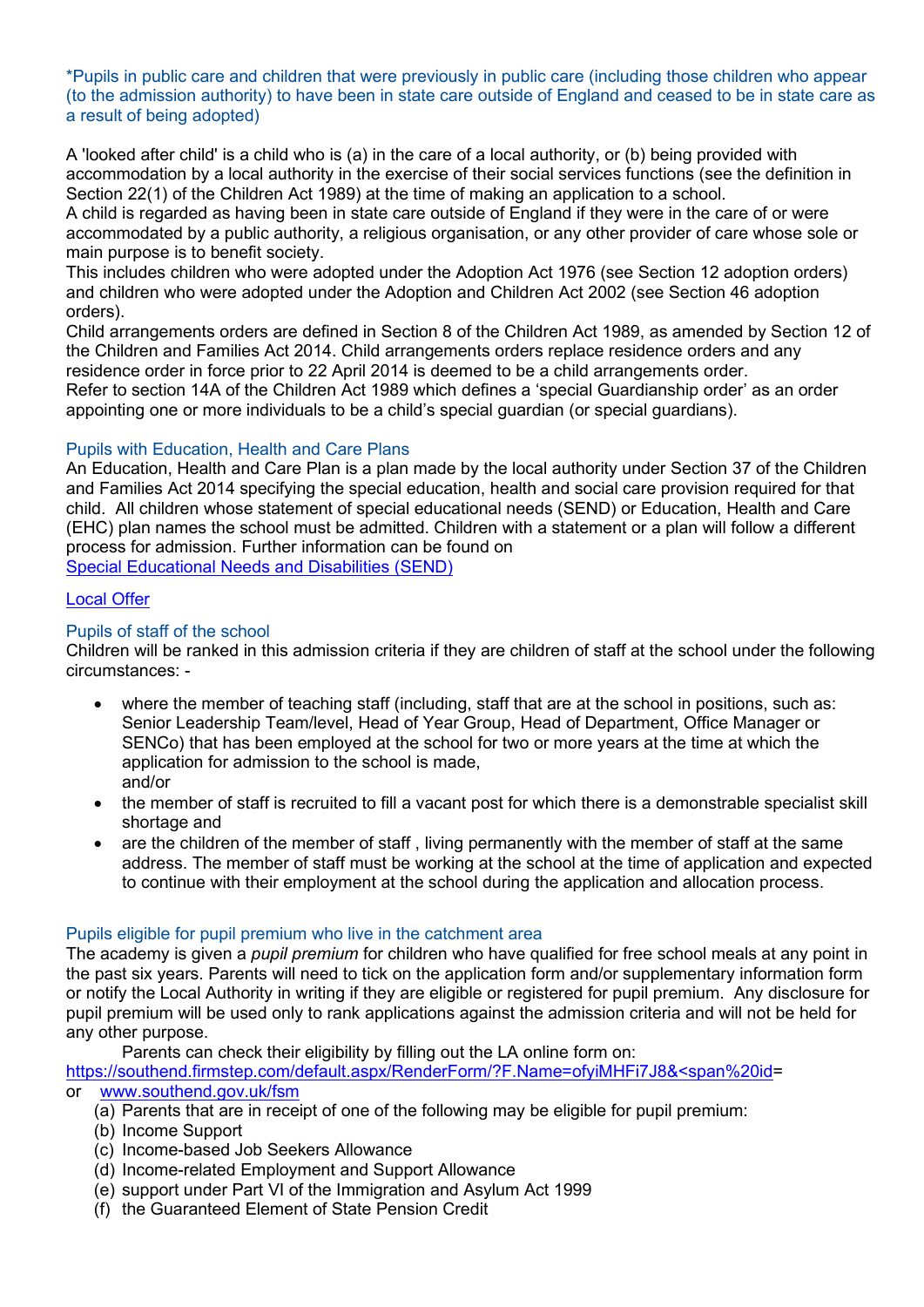*Pupils in public care and children that were previously in public care (including those children who appear (to the admission authority) to have been in state care outside of England and ceased to be in state care as a result of being adopted)

A 'looked after child' is a child who is (a) in the care of a local authority, or (b) being provided with accommodation by a local authority in the exercise of their social services functions (see the definition in Section 22(1) of the Children Act 1989) at the time of making an application to a school.
A child is regarded as having been in state care outside of England if they were in the care of or were accommodated by a public authority, a religious organisation, or any other provider of care whose sole or main purpose is to benefit society.
This includes children who were adopted under the Adoption Act 1976 (see Section 12 adoption orders) and children who were adopted under the Adoption and Children Act 2002 (see Section 46 adoption orders).
Child arrangements orders are defined in Section 8 of the Children Act 1989, as amended by Section 12 of the Children and Families Act 2014. Child arrangements orders replace residence orders and any residence order in force prior to 22 April 2014 is deemed to be a child arrangements order.
Refer to section 14A of the Children Act 1989 which defines a 'special Guardianship order' as an order appointing one or more individuals to be a child's special guardian (or special guardians).

### Pupils with Education, Health and Care Plans

An Education, Health and Care Plan is a plan made by the local authority under Section 37 of the Children and Families Act 2014 specifying the special education, health and social care provision required for that child. All children whose statement of special educational needs (SEND) or Education, Health and Care (EHC) plan names the school must be admitted. Children with a statement or a plan will follow a different process for admission. Further information can be found on
[Special Educational Needs and Disabilities (SEND)]

[Local Offer]

### Pupils of staff of the school

Children will be ranked in this admission criteria if they are children of staff at the school under the following circumstances: -

- where the member of teaching staff (including, staff that are at the school in positions, such as: Senior Leadership Team/level, Head of Year Group, Head of Department, Office Manager or SENCo) that has been employed at the school for two or more years at the time at which the application for admission to the school is made,
  and/or
- the member of staff is recruited to fill a vacant post for which there is a demonstrable specialist skill shortage and
- are the children of the member of staff , living permanently with the member of staff at the same address. The member of staff must be working at the school at the time of application and expected to continue with their employment at the school during the application and allocation process.

### Pupils eligible for pupil premium who live in the catchment area

The academy is given a *pupil premium* for children who have qualified for free school meals at any point in the past six years. Parents will need to tick on the application form and/or supplementary information form or notify the Local Authority in writing if they are eligible or registered for pupil premium. Any disclosure for pupil premium will be used only to rank applications against the admission criteria and will not be held for any other purpose.

Parents can check their eligibility by filling out the LA online form on:
https://southend.firmstep.com/default.aspx/RenderForm/?F.Name=ofyiMHFi7J8&<span%20id=
or www.southend.gov.uk/fsm

(a) Parents that are in receipt of one of the following may be eligible for pupil premium:
(b) Income Support
(c) Income-based Job Seekers Allowance
(d) Income-related Employment and Support Allowance
(e) support under Part VI of the Immigration and Asylum Act 1999
(f) the Guaranteed Element of State Pension Credit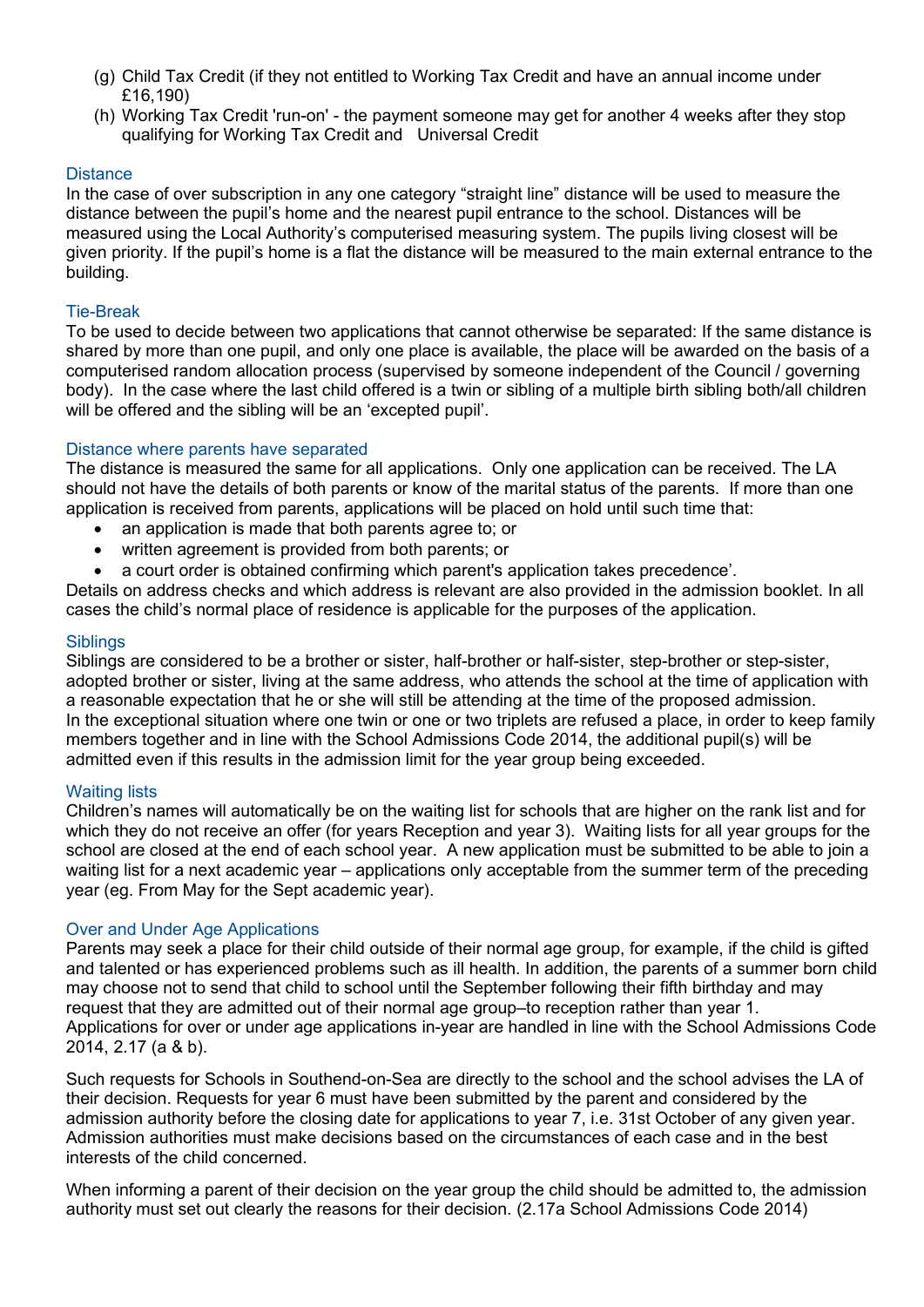(g) Child Tax Credit (if they not entitled to Working Tax Credit and have an annual income under £16,190)
(h) Working Tax Credit 'run-on' - the payment someone may get for another 4 weeks after they stop qualifying for Working Tax Credit and  Universal Credit

### Distance

In the case of over subscription in any one category “straight line” distance will be used to measure the distance between the pupil’s home and the nearest pupil entrance to the school. Distances will be measured using the Local Authority’s computerised measuring system. The pupils living closest will be given priority. If the pupil’s home is a flat the distance will be measured to the main external entrance to the building.

### Tie-Break

To be used to decide between two applications that cannot otherwise be separated: If the same distance is shared by more than one pupil, and only one place is available, the place will be awarded on the basis of a computerised random allocation process (supervised by someone independent of the Council / governing body).  In the case where the last child offered is a twin or sibling of a multiple birth sibling both/all children will be offered and the sibling will be an ‘excepted pupil’.

### Distance where parents have separated

The distance is measured the same for all applications.  Only one application can be received. The LA should not have the details of both parents or know of the marital status of the parents.  If more than one application is received from parents, applications will be placed on hold until such time that:

- an application is made that both parents agree to; or
- written agreement is provided from both parents; or
- a court order is obtained confirming which parent's application takes precedence’.

Details on address checks and which address is relevant are also provided in the admission booklet. In all cases the child’s normal place of residence is applicable for the purposes of the application.

### Siblings

Siblings are considered to be a brother or sister, half-brother or half-sister, step-brother or step-sister, adopted brother or sister, living at the same address, who attends the school at the time of application with a reasonable expectation that he or she will still be attending at the time of the proposed admission.
In the exceptional situation where one twin or one or two triplets are refused a place, in order to keep family members together and in line with the School Admissions Code 2014, the additional pupil(s) will be admitted even if this results in the admission limit for the year group being exceeded.

### Waiting lists

Children’s names will automatically be on the waiting list for schools that are higher on the rank list and for which they do not receive an offer (for years Reception and year 3).  Waiting lists for all year groups for the school are closed at the end of each school year.  A new application must be submitted to be able to join a waiting list for a next academic year – applications only acceptable from the summer term of the preceding year (eg. From May for the Sept academic year).

### Over and Under Age Applications

Parents may seek a place for their child outside of their normal age group, for example, if the child is gifted and talented or has experienced problems such as ill health. In addition, the parents of a summer born child may choose not to send that child to school until the September following their fifth birthday and may request that they are admitted out of their normal age group–to reception rather than year 1.
Applications for over or under age applications in-year are handled in line with the School Admissions Code 2014, 2.17 (a & b).

Such requests for Schools in Southend-on-Sea are directly to the school and the school advises the LA of their decision. Requests for year 6 must have been submitted by the parent and considered by the admission authority before the closing date for applications to year 7, i.e. 31st October of any given year. Admission authorities must make decisions based on the circumstances of each case and in the best interests of the child concerned.

When informing a parent of their decision on the year group the child should be admitted to, the admission authority must set out clearly the reasons for their decision. (2.17a School Admissions Code 2014)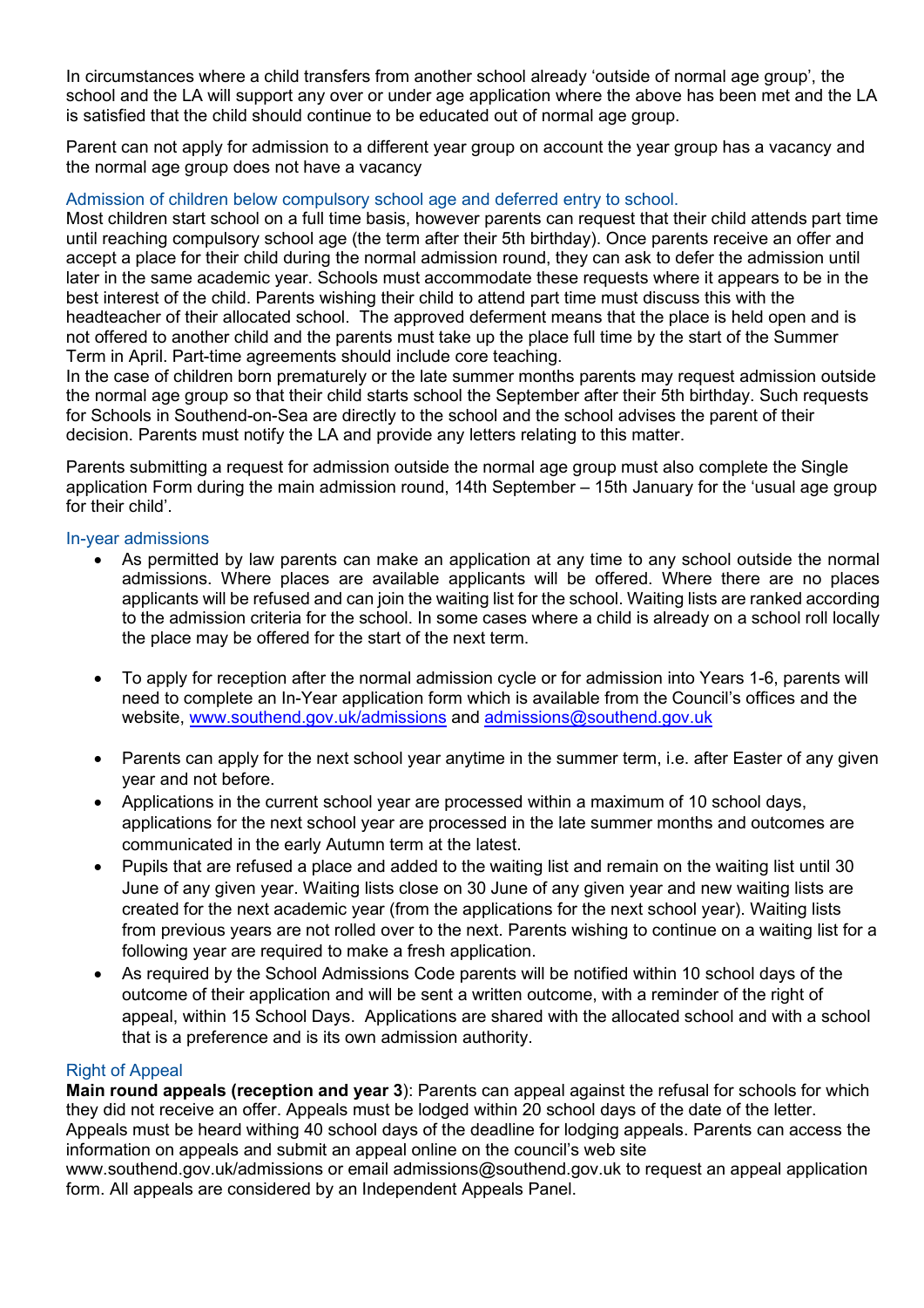In circumstances where a child transfers from another school already 'outside of normal age group', the school and the LA will support any over or under age application where the above has been met and the LA is satisfied that the child should continue to be educated out of normal age group.

Parent can not apply for admission to a different year group on account the year group has a vacancy and the normal age group does not have a vacancy

### Admission of children below compulsory school age and deferred entry to school.

Most children start school on a full time basis, however parents can request that their child attends part time until reaching compulsory school age (the term after their 5th birthday). Once parents receive an offer and accept a place for their child during the normal admission round, they can ask to defer the admission until later in the same academic year. Schools must accommodate these requests where it appears to be in the best interest of the child. Parents wishing their child to attend part time must discuss this with the headteacher of their allocated school. The approved deferment means that the place is held open and is not offered to another child and the parents must take up the place full time by the start of the Summer Term in April. Part-time agreements should include core teaching.

In the case of children born prematurely or the late summer months parents may request admission outside the normal age group so that their child starts school the September after their 5th birthday. Such requests for Schools in Southend-on-Sea are directly to the school and the school advises the parent of their decision. Parents must notify the LA and provide any letters relating to this matter.

Parents submitting a request for admission outside the normal age group must also complete the Single application Form during the main admission round, 14th September – 15th January for the 'usual age group for their child'.

### In-year admissions

- As permitted by law parents can make an application at any time to any school outside the normal admissions. Where places are available applicants will be offered. Where there are no places applicants will be refused and can join the waiting list for the school. Waiting lists are ranked according to the admission criteria for the school. In some cases where a child is already on a school roll locally the place may be offered for the start of the next term.
- To apply for reception after the normal admission cycle or for admission into Years 1-6, parents will need to complete an In-Year application form which is available from the Council's offices and the website, [www.southend.gov.uk/admissions](www.southend.gov.uk/admissions) and [admissions@southend.gov.uk](mailto:admissions@southend.gov.uk)
- Parents can apply for the next school year anytime in the summer term, i.e. after Easter of any given year and not before.
- Applications in the current school year are processed within a maximum of 10 school days, applications for the next school year are processed in the late summer months and outcomes are communicated in the early Autumn term at the latest.
- Pupils that are refused a place and added to the waiting list and remain on the waiting list until 30 June of any given year. Waiting lists close on 30 June of any given year and new waiting lists are created for the next academic year (from the applications for the next school year). Waiting lists from previous years are not rolled over to the next. Parents wishing to continue on a waiting list for a following year are required to make a fresh application.
- As required by the School Admissions Code parents will be notified within 10 school days of the outcome of their application and will be sent a written outcome, with a reminder of the right of appeal, within 15 School Days. Applications are shared with the allocated school and with a school that is a preference and is its own admission authority.

### Right of Appeal

**Main round appeals (reception and year 3**): Parents can appeal against the refusal for schools for which they did not receive an offer. Appeals must be lodged within 20 school days of the date of the letter. Appeals must be heard withing 40 school days of the deadline for lodging appeals. Parents can access the information on appeals and submit an appeal online on the council's web site www.southend.gov.uk/admissions or email admissions@southend.gov.uk to request an appeal application form. All appeals are considered by an Independent Appeals Panel.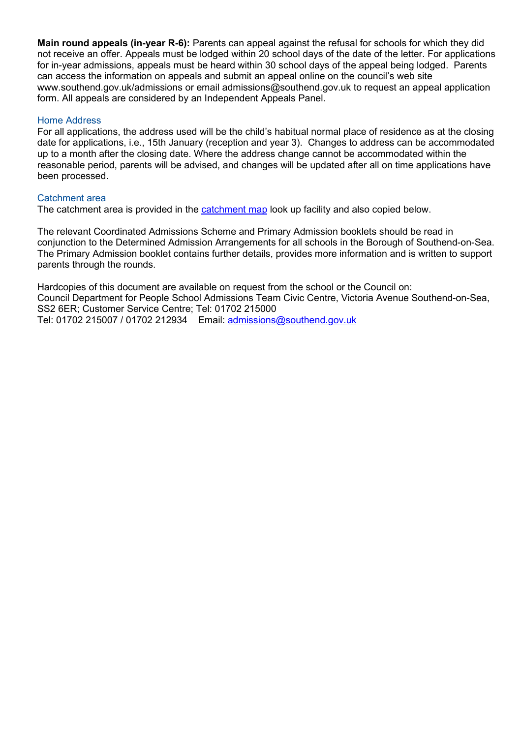**Main round appeals (in-year R-6):** Parents can appeal against the refusal for schools for which they did not receive an offer. Appeals must be lodged within 20 school days of the date of the letter. For applications for in-year admissions, appeals must be heard within 30 school days of the appeal being lodged. Parents can access the information on appeals and submit an appeal online on the council's web site www.southend.gov.uk/admissions or email admissions@southend.gov.uk to request an appeal application form. All appeals are considered by an Independent Appeals Panel.

## Home Address

For all applications, the address used will be the child's habitual normal place of residence as at the closing date for applications, i.e., 15th January (reception and year 3). Changes to address can be accommodated up to a month after the closing date. Where the address change cannot be accommodated within the reasonable period, parents will be advised, and changes will be updated after all on time applications have been processed.

## Catchment area

The catchment area is provided in the catchment map look up facility and also copied below.

The relevant Coordinated Admissions Scheme and Primary Admission booklets should be read in conjunction to the Determined Admission Arrangements for all schools in the Borough of Southend-on-Sea. The Primary Admission booklet contains further details, provides more information and is written to support parents through the rounds.

Hardcopies of this document are available on request from the school or the Council on:
Council Department for People School Admissions Team Civic Centre, Victoria Avenue Southend-on-Sea, SS2 6ER; Customer Service Centre; Tel: 01702 215000
Tel: 01702 215007 / 01702 212934 Email: admissions@southend.gov.uk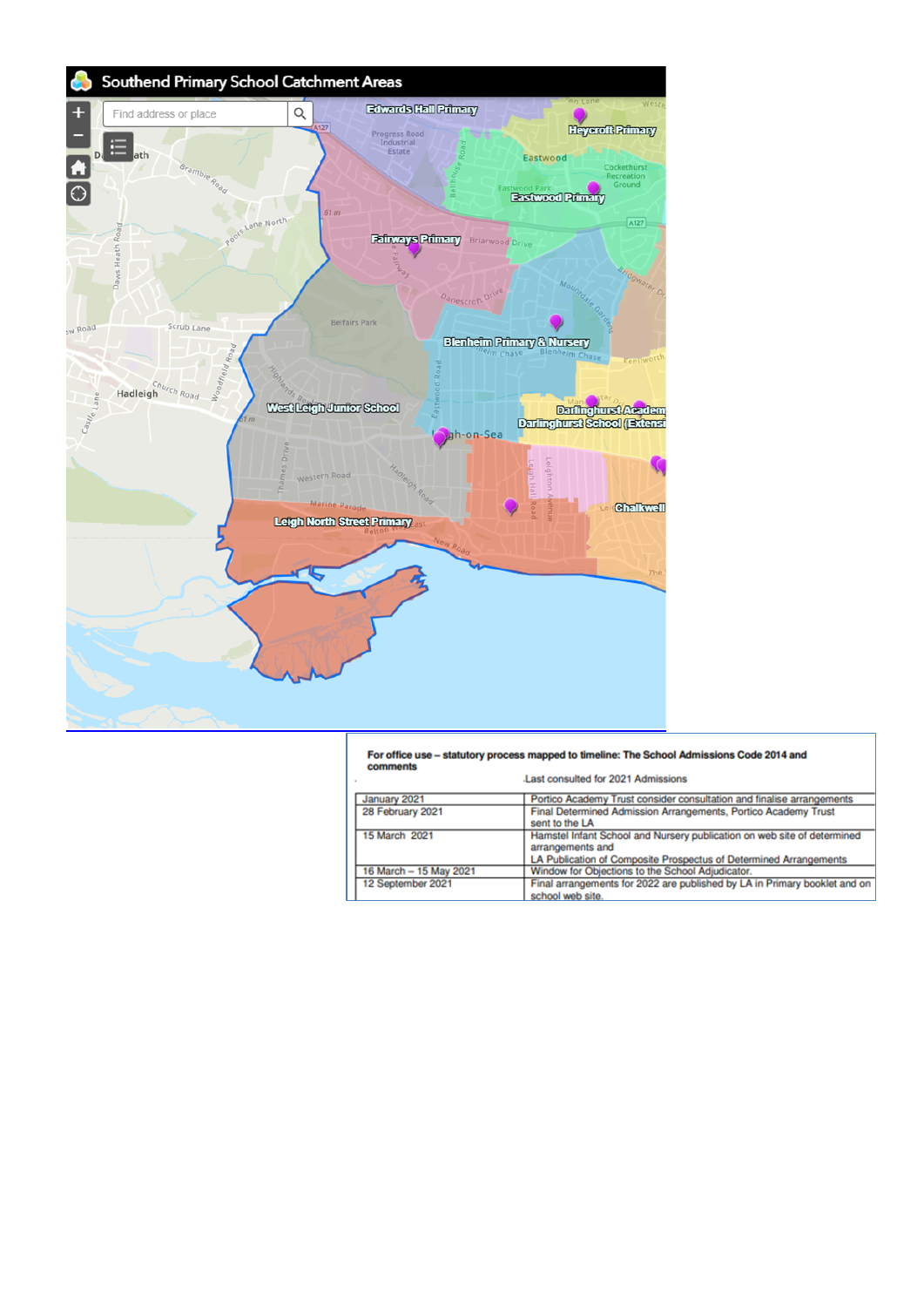Southend Primary School Catchment Areas

Edwards Hall Primary
Heycroft Primary
Eastwood Primary
Fairways Primary
Blenheim Primary & Nursery
West Leigh Junior School
Darlinghurst Academ
Darlinghurst School (Extensi
Leigh North Street Primary
Chalkwell

**For office use – statutory process mapped to timeline: The School Admissions Code 2014 and comments**

Last consulted for 2021 Admissions

| | |
|---|---|
| January 2021 | Portico Academy Trust consider consultation and finalise arrangements |
| 28 February 2021 | Final Determined Admission Arrangements, Portico Academy Trust sent to the LA |
| 15 March 2021 | Hamstel Infant School and Nursery publication on web site of determined arrangements and<br>LA Publication of Composite Prospectus of Determined Arrangements |
| 16 March – 15 May 2021 | Window for Objections to the School Adjudicator. |
| 12 September 2021 | Final arrangements for 2022 are published by LA in Primary booklet and on school web site. |